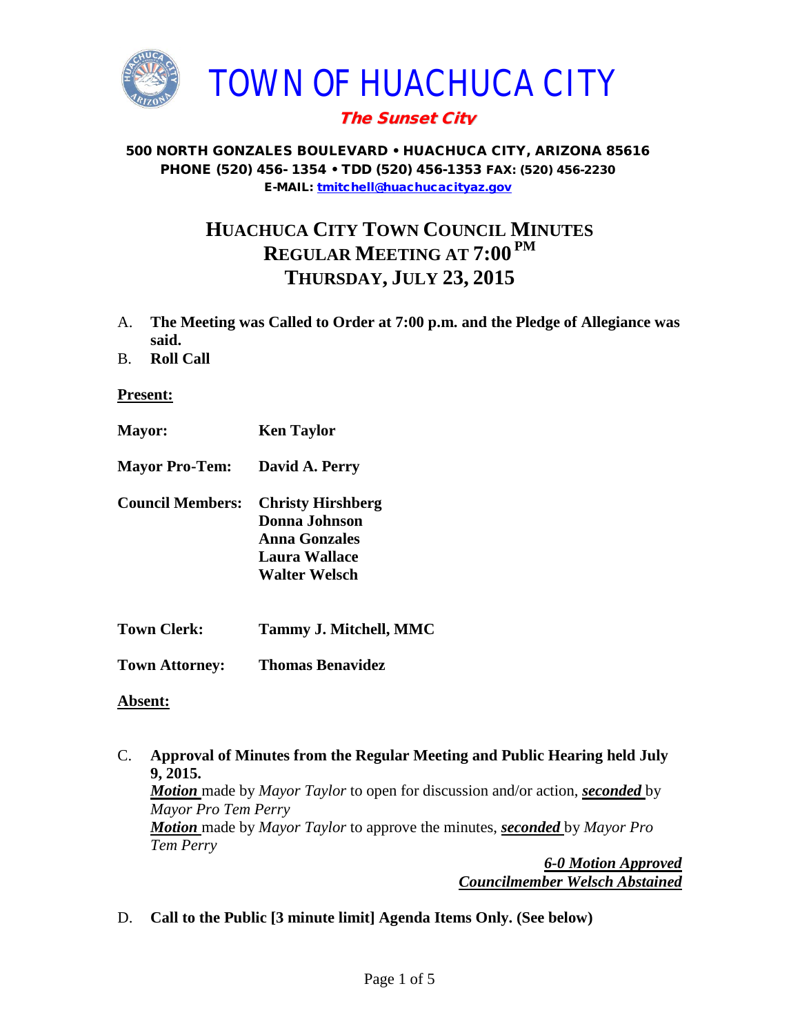# TOWN OF HUACHUCA CITY

***The Sunset City***

**500 NORTH GONZALES BOULEVARD • HUACHUCA CITY, ARIZONA 85616**
**PHONE (520) 456- 1354 • TDD (520) 456-1353 FAX: (520) 456-2230**
**E-MAIL: tmitchell@huachucacityaz.gov**

## HUACHUCA CITY TOWN COUNCIL MINUTES
## REGULAR MEETING AT 7:00 PM
## THURSDAY, JULY 23, 2015

A. **The Meeting was Called to Order at 7:00 p.m. and the Pledge of Allegiance was said.**

B. **Roll Call**

**Present:**

**Mayor:** **Ken Taylor**

**Mayor Pro-Tem:** **David A. Perry**

**Council Members:** **Christy Hirshberg**
**Donna Johnson**
**Anna Gonzales**
**Laura Wallace**
**Walter Welsch**

**Town Clerk:** **Tammy J. Mitchell, MMC**

**Town Attorney:** **Thomas Benavidez**

**Absent:**

C. **Approval of Minutes from the Regular Meeting and Public Hearing held July 9, 2015.**
***Motion*** made by *Mayor Taylor* to open for discussion and/or action, ***seconded*** by *Mayor Pro Tem Perry*
***Motion*** made by *Mayor Taylor* to approve the minutes, ***seconded*** by *Mayor Pro Tem Perry*

***6-0 Motion Approved***
***Councilmember Welsch Abstained***

D. **Call to the Public [3 minute limit] Agenda Items Only. (See below)**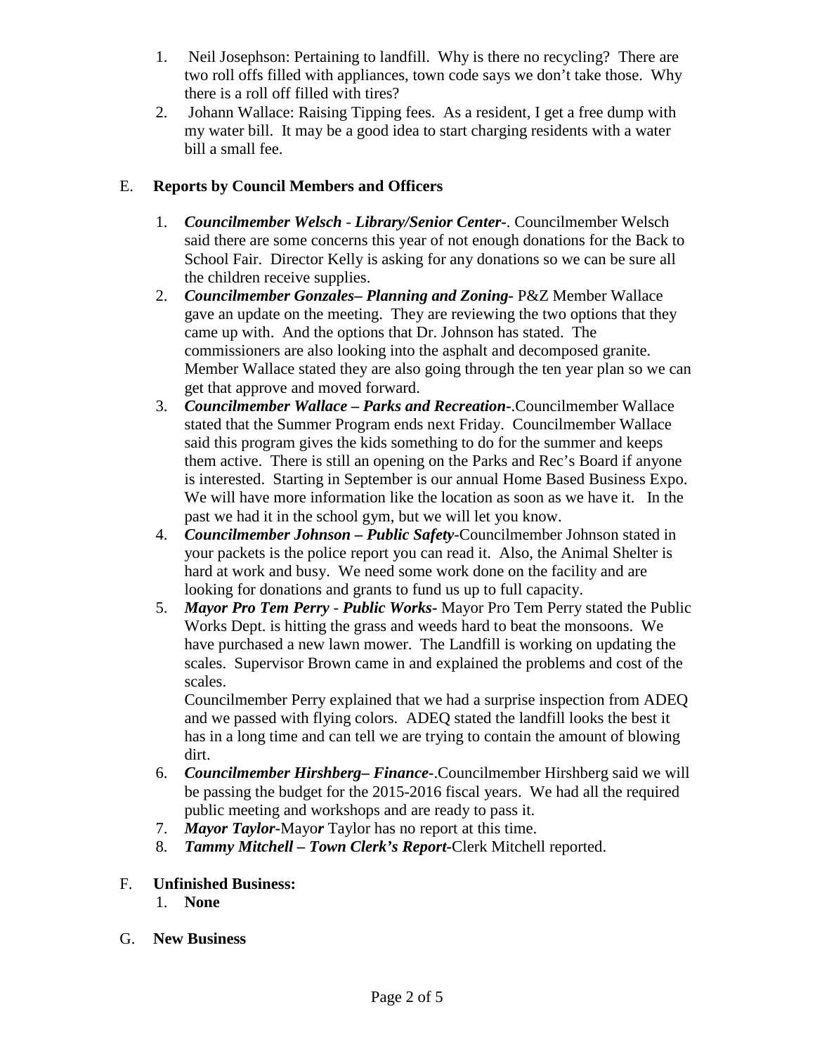1. Neil Josephson: Pertaining to landfill. Why is there no recycling? There are two roll offs filled with appliances, town code says we don't take those. Why there is a roll off filled with tires?
2. Johann Wallace: Raising Tipping fees. As a resident, I get a free dump with my water bill. It may be a good idea to start charging residents with a water bill a small fee.

E. **Reports by Council Members and Officers**

1. ***Councilmember Welsch - Library/Senior Center-***. Councilmember Welsch said there are some concerns this year of not enough donations for the Back to School Fair. Director Kelly is asking for any donations so we can be sure all the children receive supplies.
2. ***Councilmember Gonzales– Planning and Zoning-*** P&Z Member Wallace gave an update on the meeting. They are reviewing the two options that they came up with. And the options that Dr. Johnson has stated. The commissioners are also looking into the asphalt and decomposed granite. Member Wallace stated they are also going through the ten year plan so we can get that approve and moved forward.
3. ***Councilmember Wallace – Parks and Recreation-***.Councilmember Wallace stated that the Summer Program ends next Friday. Councilmember Wallace said this program gives the kids something to do for the summer and keeps them active. There is still an opening on the Parks and Rec's Board if anyone is interested. Starting in September is our annual Home Based Business Expo. We will have more information like the location as soon as we have it. In the past we had it in the school gym, but we will let you know.
4. ***Councilmember Johnson – Public Safety-***Councilmember Johnson stated in your packets is the police report you can read it. Also, the Animal Shelter is hard at work and busy. We need some work done on the facility and are looking for donations and grants to fund us up to full capacity.
5. ***Mayor Pro Tem Perry - Public Works-*** Mayor Pro Tem Perry stated the Public Works Dept. is hitting the grass and weeds hard to beat the monsoons. We have purchased a new lawn mower. The Landfill is working on updating the scales. Supervisor Brown came in and explained the problems and cost of the scales.

   Councilmember Perry explained that we had a surprise inspection from ADEQ and we passed with flying colors. ADEQ stated the landfill looks the best it has in a long time and can tell we are trying to contain the amount of blowing dirt.
6. ***Councilmember Hirshberg– Finance-***.Councilmember Hirshberg said we will be passing the budget for the 2015-2016 fiscal years. We had all the required public meeting and workshops and are ready to pass it.
7. ***Mayor Taylor-***Mayo***r*** Taylor has no report at this time.
8. ***Tammy Mitchell – Town Clerk's Report-***Clerk Mitchell reported.

F. **Unfinished Business:**

1. **None**

G. **New Business**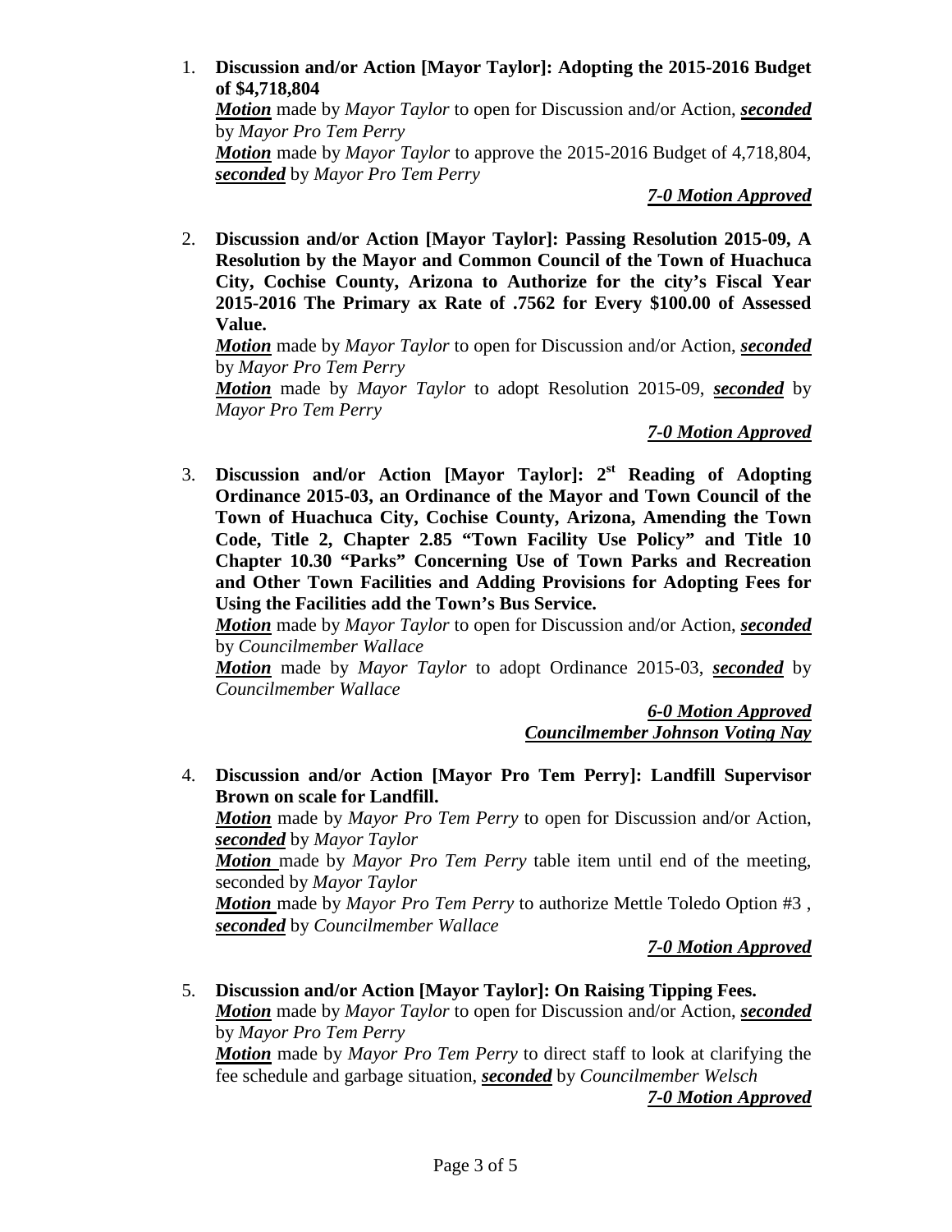1. **Discussion and/or Action [Mayor Taylor]: Adopting the 2015-2016 Budget of $4,718,804**
   ***Motion*** made by *Mayor Taylor* to open for Discussion and/or Action, ***seconded*** by *Mayor Pro Tem Perry*
   ***Motion*** made by *Mayor Taylor* to approve the 2015-2016 Budget of 4,718,804, ***seconded*** by *Mayor Pro Tem Perry*

   ***7-0 Motion Approved***

2. **Discussion and/or Action [Mayor Taylor]: Passing Resolution 2015-09, A Resolution by the Mayor and Common Council of the Town of Huachuca City, Cochise County, Arizona to Authorize for the city's Fiscal Year 2015-2016 The Primary ax Rate of .7562 for Every $100.00 of Assessed Value.**
   ***Motion*** made by *Mayor Taylor* to open for Discussion and/or Action, ***seconded*** by *Mayor Pro Tem Perry*
   ***Motion*** made by *Mayor Taylor* to adopt Resolution 2015-09, ***seconded*** by *Mayor Pro Tem Perry*

   ***7-0 Motion Approved***

3. **Discussion and/or Action [Mayor Taylor]: 2st Reading of Adopting Ordinance 2015-03, an Ordinance of the Mayor and Town Council of the Town of Huachuca City, Cochise County, Arizona, Amending the Town Code, Title 2, Chapter 2.85 "Town Facility Use Policy" and Title 10 Chapter 10.30 "Parks" Concerning Use of Town Parks and Recreation and Other Town Facilities and Adding Provisions for Adopting Fees for Using the Facilities add the Town's Bus Service.**
   ***Motion*** made by *Mayor Taylor* to open for Discussion and/or Action, ***seconded*** by *Councilmember Wallace*
   ***Motion*** made by *Mayor Taylor* to adopt Ordinance 2015-03, ***seconded*** by *Councilmember Wallace*

   ***6-0 Motion Approved***
   ***Councilmember Johnson Voting Nay***

4. **Discussion and/or Action [Mayor Pro Tem Perry]: Landfill Supervisor Brown on scale for Landfill.**
   ***Motion*** made by *Mayor Pro Tem Perry* to open for Discussion and/or Action, ***seconded*** by *Mayor Taylor*
   ***Motion*** made by *Mayor Pro Tem Perry* table item until end of the meeting, seconded by *Mayor Taylor*
   ***Motion*** made by *Mayor Pro Tem Perry* to authorize Mettle Toledo Option #3 , ***seconded*** by *Councilmember Wallace*

   ***7-0 Motion Approved***

5. **Discussion and/or Action [Mayor Taylor]: On Raising Tipping Fees.**
   ***Motion*** made by *Mayor Taylor* to open for Discussion and/or Action, ***seconded*** by *Mayor Pro Tem Perry*
   ***Motion*** made by *Mayor Pro Tem Perry* to direct staff to look at clarifying the fee schedule and garbage situation, ***seconded*** by *Councilmember Welsch*

   ***7-0 Motion Approved***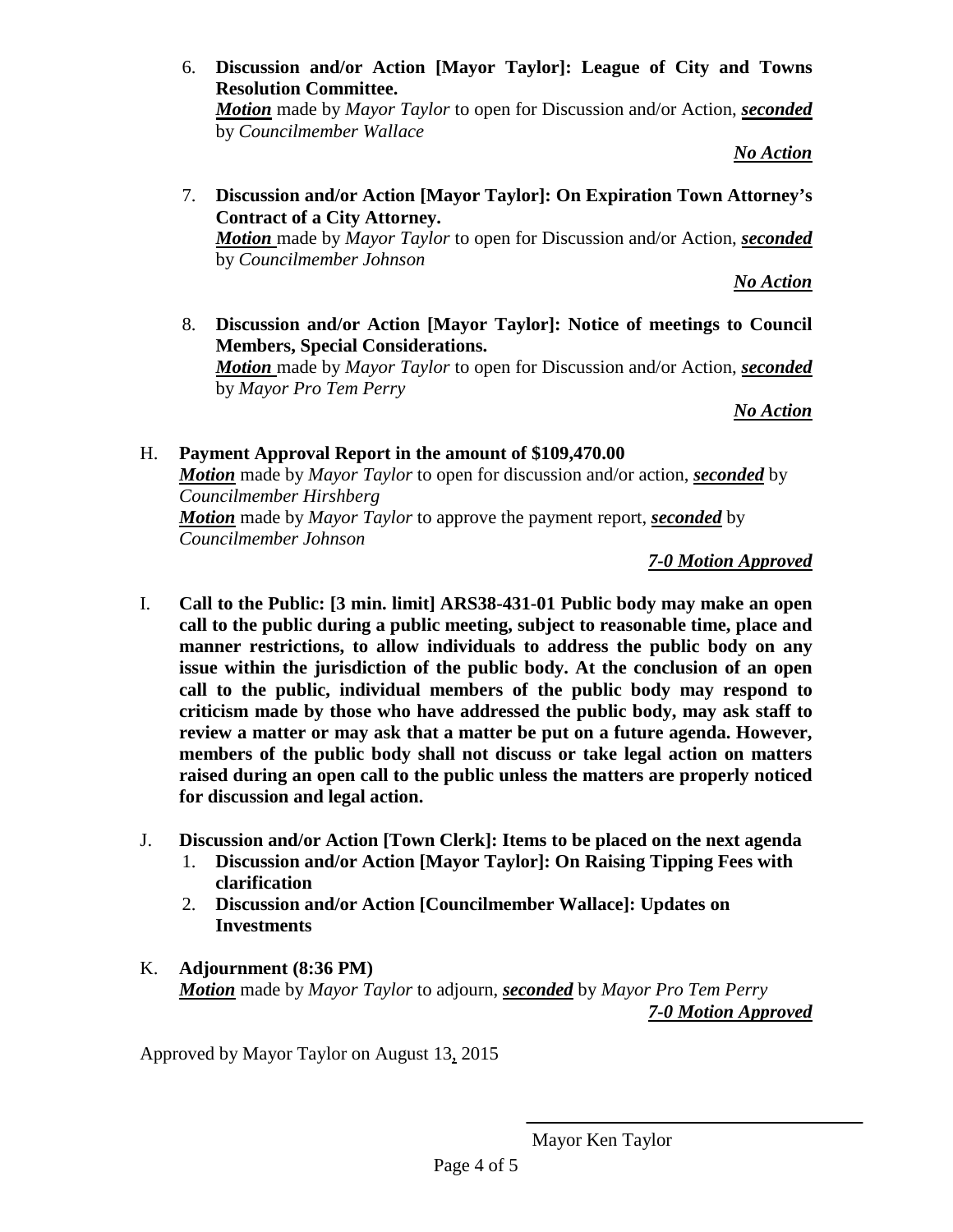6. **Discussion and/or Action [Mayor Taylor]: League of City and Towns Resolution Committee.**
   ***Motion*** made by *Mayor Taylor* to open for Discussion and/or Action, ***seconded*** by *Councilmember Wallace*

   ***No Action***

7. **Discussion and/or Action [Mayor Taylor]: On Expiration Town Attorney's Contract of a City Attorney.**
   ***Motion*** made by *Mayor Taylor* to open for Discussion and/or Action, ***seconded*** by *Councilmember Johnson*

   ***No Action***

8. **Discussion and/or Action [Mayor Taylor]: Notice of meetings to Council Members, Special Considerations.**
   ***Motion*** made by *Mayor Taylor* to open for Discussion and/or Action, ***seconded*** by *Mayor Pro Tem Perry*

   ***No Action***

H. **Payment Approval Report in the amount of $109,470.00**
***Motion*** made by *Mayor Taylor* to open for discussion and/or action, ***seconded*** by *Councilmember Hirshberg*
***Motion*** made by *Mayor Taylor* to approve the payment report, ***seconded*** by *Councilmember Johnson*

***7-0 Motion Approved***

I. **Call to the Public: [3 min. limit] ARS38-431-01 Public body may make an open call to the public during a public meeting, subject to reasonable time, place and manner restrictions, to allow individuals to address the public body on any issue within the jurisdiction of the public body. At the conclusion of an open call to the public, individual members of the public body may respond to criticism made by those who have addressed the public body, may ask staff to review a matter or may ask that a matter be put on a future agenda. However, members of the public body shall not discuss or take legal action on matters raised during an open call to the public unless the matters are properly noticed for discussion and legal action.**

J. **Discussion and/or Action [Town Clerk]: Items to be placed on the next agenda**
   1. **Discussion and/or Action [Mayor Taylor]: On Raising Tipping Fees with clarification**
   2. **Discussion and/or Action [Councilmember Wallace]: Updates on Investments**

K. **Adjournment (8:36 PM)**
***Motion*** made by *Mayor Taylor* to adjourn, ***seconded*** by *Mayor Pro Tem Perry*

***7-0 Motion Approved***

Approved by Mayor Taylor on August 13, 2015

Mayor Ken Taylor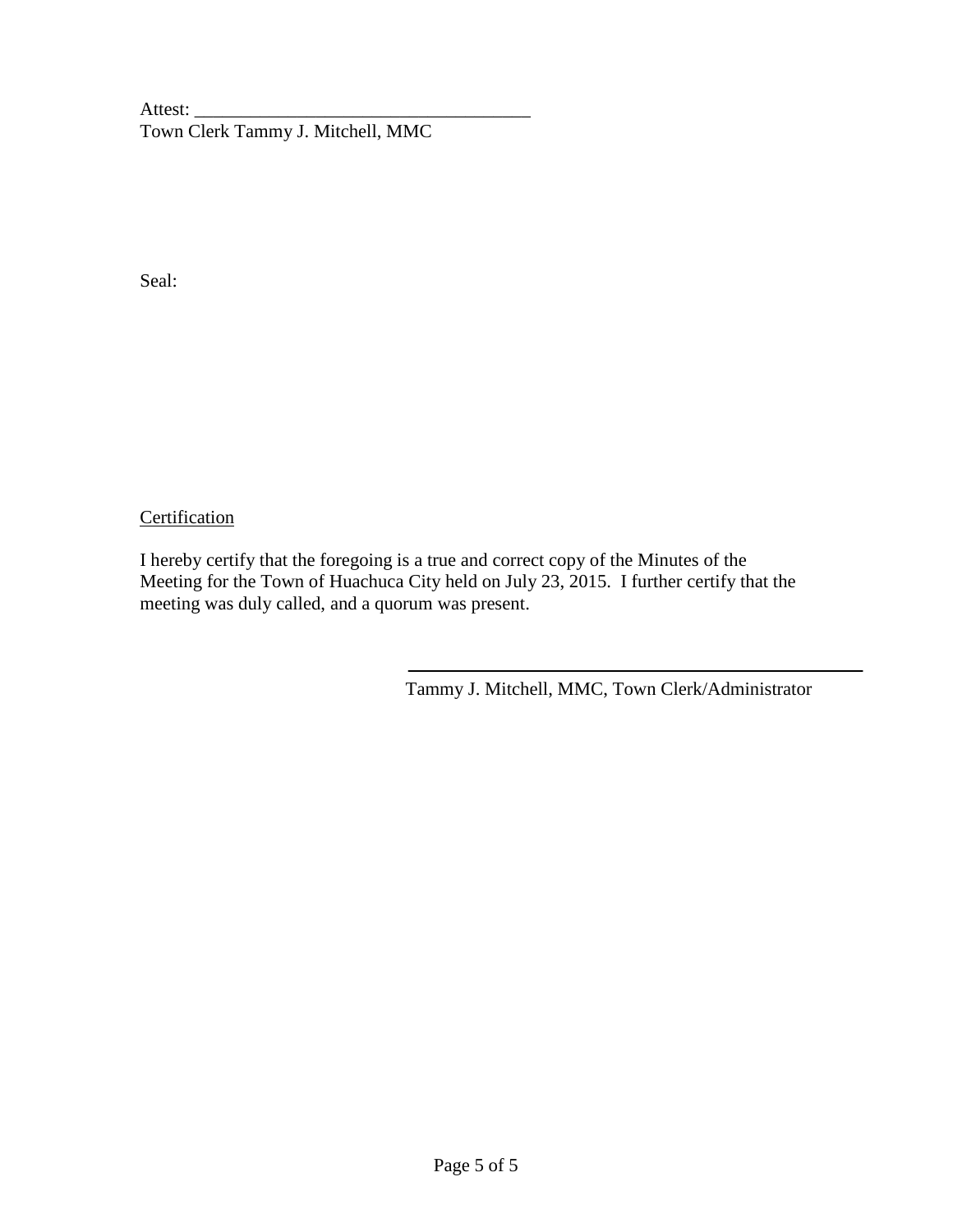Attest: ____________________________________
Town Clerk Tammy J. Mitchell, MMC

Seal:

<u>Certification</u>

I hereby certify that the foregoing is a true and correct copy of the Minutes of the Meeting for the Town of Huachuca City held on July 23, 2015. I further certify that the meeting was duly called, and a quorum was present.

\_\_\_\_\_\_\_\_\_\_\_\_\_\_\_\_\_\_\_\_\_\_\_\_\_\_\_\_\_\_\_\_\_\_\_\_\_\_\_\_\_\_\_\_\_\_
Tammy J. Mitchell, MMC, Town Clerk/Administrator